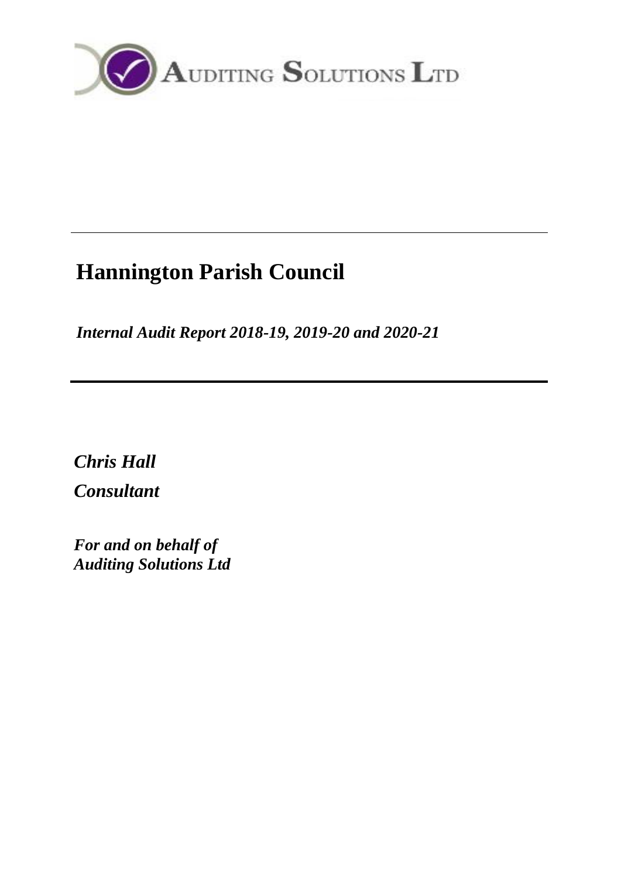AUDITING SOLUTIONS LTD

---

# Hannington Parish Council

*Internal Audit Report 2018-19, 2019-20 and 2020-21*

---

***Chris Hall***

***Consultant***

***For and on behalf of***
***Auditing Solutions Ltd***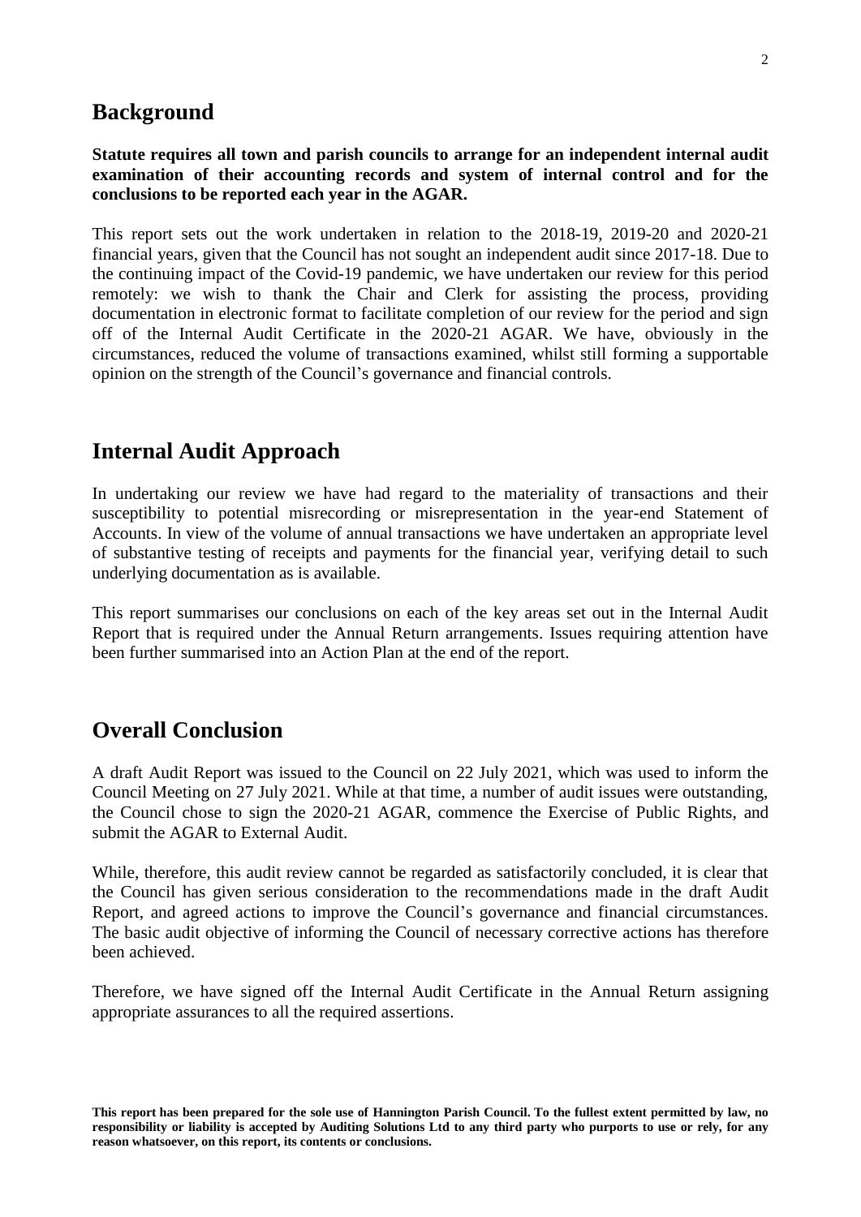## Background

**Statute requires all town and parish councils to arrange for an independent internal audit examination of their accounting records and system of internal control and for the conclusions to be reported each year in the AGAR.**

This report sets out the work undertaken in relation to the 2018-19, 2019-20 and 2020-21 financial years, given that the Council has not sought an independent audit since 2017-18. Due to the continuing impact of the Covid-19 pandemic, we have undertaken our review for this period remotely: we wish to thank the Chair and Clerk for assisting the process, providing documentation in electronic format to facilitate completion of our review for the period and sign off of the Internal Audit Certificate in the 2020-21 AGAR. We have, obviously in the circumstances, reduced the volume of transactions examined, whilst still forming a supportable opinion on the strength of the Council's governance and financial controls.

## Internal Audit Approach

In undertaking our review we have had regard to the materiality of transactions and their susceptibility to potential misrecording or misrepresentation in the year-end Statement of Accounts. In view of the volume of annual transactions we have undertaken an appropriate level of substantive testing of receipts and payments for the financial year, verifying detail to such underlying documentation as is available.

This report summarises our conclusions on each of the key areas set out in the Internal Audit Report that is required under the Annual Return arrangements. Issues requiring attention have been further summarised into an Action Plan at the end of the report.

## Overall Conclusion

A draft Audit Report was issued to the Council on 22 July 2021, which was used to inform the Council Meeting on 27 July 2021. While at that time, a number of audit issues were outstanding, the Council chose to sign the 2020-21 AGAR, commence the Exercise of Public Rights, and submit the AGAR to External Audit.

While, therefore, this audit review cannot be regarded as satisfactorily concluded, it is clear that the Council has given serious consideration to the recommendations made in the draft Audit Report, and agreed actions to improve the Council's governance and financial circumstances. The basic audit objective of informing the Council of necessary corrective actions has therefore been achieved.

Therefore, we have signed off the Internal Audit Certificate in the Annual Return assigning appropriate assurances to all the required assertions.

**This report has been prepared for the sole use of Hannington Parish Council. To the fullest extent permitted by law, no responsibility or liability is accepted by Auditing Solutions Ltd to any third party who purports to use or rely, for any reason whatsoever, on this report, its contents or conclusions.**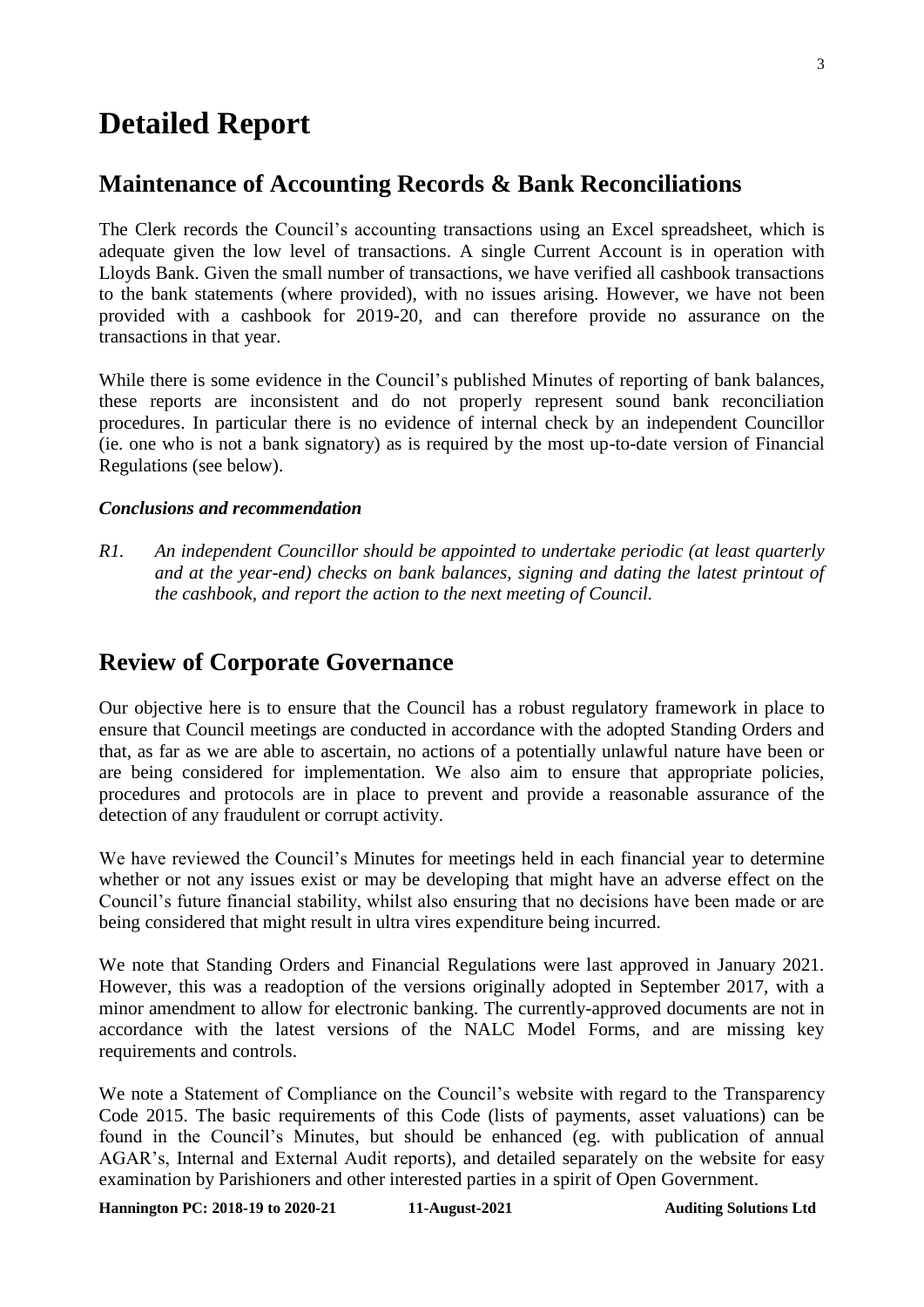# Detailed Report

## Maintenance of Accounting Records & Bank Reconciliations

The Clerk records the Council's accounting transactions using an Excel spreadsheet, which is adequate given the low level of transactions. A single Current Account is in operation with Lloyds Bank. Given the small number of transactions, we have verified all cashbook transactions to the bank statements (where provided), with no issues arising. However, we have not been provided with a cashbook for 2019-20, and can therefore provide no assurance on the transactions in that year.

While there is some evidence in the Council's published Minutes of reporting of bank balances, these reports are inconsistent and do not properly represent sound bank reconciliation procedures. In particular there is no evidence of internal check by an independent Councillor (ie. one who is not a bank signatory) as is required by the most up-to-date version of Financial Regulations (see below).

### *Conclusions and recommendation*

*R1. An independent Councillor should be appointed to undertake periodic (at least quarterly and at the year-end) checks on bank balances, signing and dating the latest printout of the cashbook, and report the action to the next meeting of Council.*

## Review of Corporate Governance

Our objective here is to ensure that the Council has a robust regulatory framework in place to ensure that Council meetings are conducted in accordance with the adopted Standing Orders and that, as far as we are able to ascertain, no actions of a potentially unlawful nature have been or are being considered for implementation. We also aim to ensure that appropriate policies, procedures and protocols are in place to prevent and provide a reasonable assurance of the detection of any fraudulent or corrupt activity.

We have reviewed the Council's Minutes for meetings held in each financial year to determine whether or not any issues exist or may be developing that might have an adverse effect on the Council's future financial stability, whilst also ensuring that no decisions have been made or are being considered that might result in ultra vires expenditure being incurred.

We note that Standing Orders and Financial Regulations were last approved in January 2021. However, this was a readoption of the versions originally adopted in September 2017, with a minor amendment to allow for electronic banking. The currently-approved documents are not in accordance with the latest versions of the NALC Model Forms, and are missing key requirements and controls.

We note a Statement of Compliance on the Council's website with regard to the Transparency Code 2015. The basic requirements of this Code (lists of payments, asset valuations) can be found in the Council's Minutes, but should be enhanced (eg. with publication of annual AGAR's, Internal and External Audit reports), and detailed separately on the website for easy examination by Parishioners and other interested parties in a spirit of Open Government.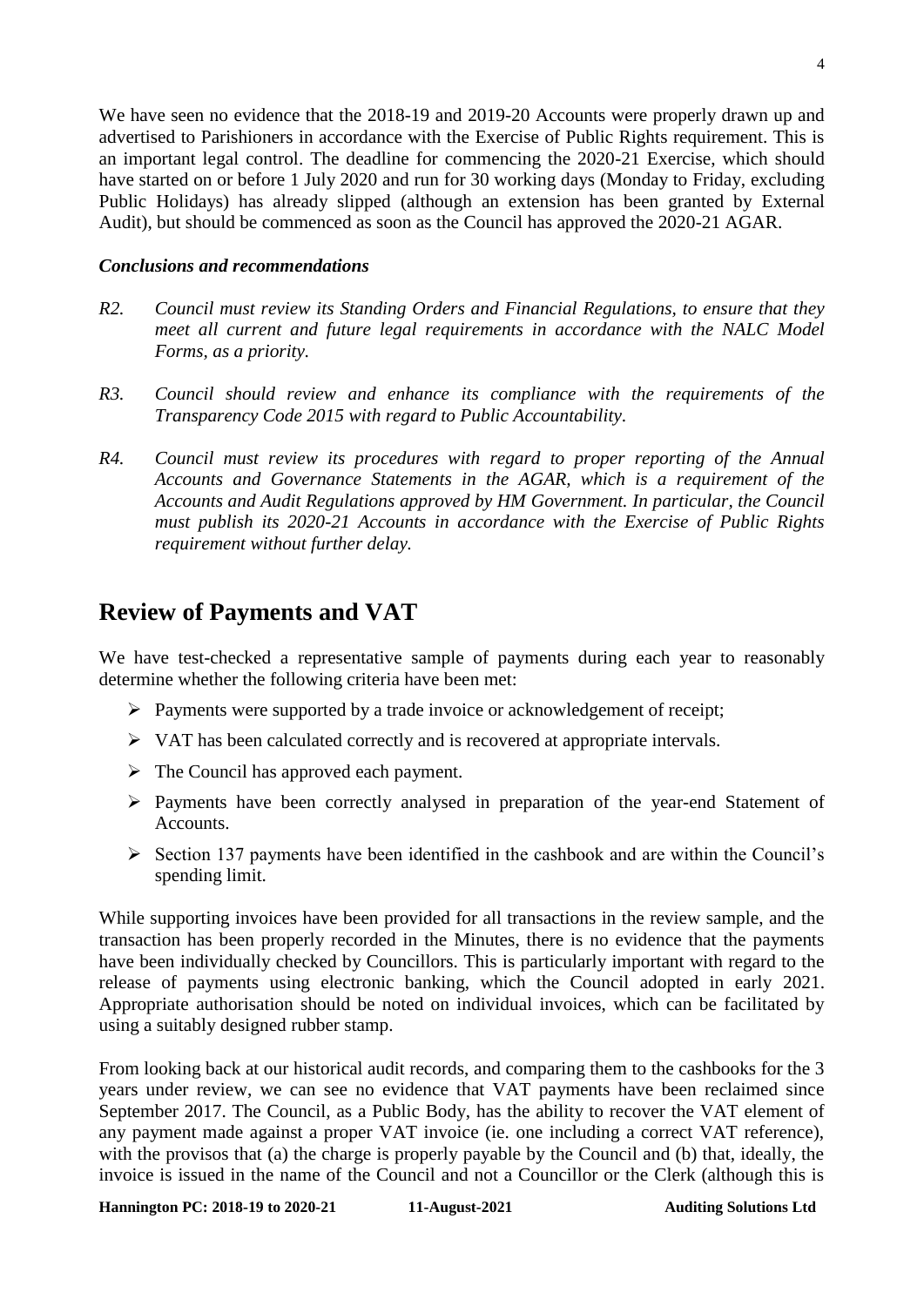We have seen no evidence that the 2018-19 and 2019-20 Accounts were properly drawn up and advertised to Parishioners in accordance with the Exercise of Public Rights requirement. This is an important legal control. The deadline for commencing the 2020-21 Exercise, which should have started on or before 1 July 2020 and run for 30 working days (Monday to Friday, excluding Public Holidays) has already slipped (although an extension has been granted by External Audit), but should be commenced as soon as the Council has approved the 2020-21 AGAR.

***Conclusions and recommendations***

*R2. Council must review its Standing Orders and Financial Regulations, to ensure that they meet all current and future legal requirements in accordance with the NALC Model Forms, as a priority.*

*R3. Council should review and enhance its compliance with the requirements of the Transparency Code 2015 with regard to Public Accountability.*

*R4. Council must review its procedures with regard to proper reporting of the Annual Accounts and Governance Statements in the AGAR, which is a requirement of the Accounts and Audit Regulations approved by HM Government. In particular, the Council must publish its 2020-21 Accounts in accordance with the Exercise of Public Rights requirement without further delay.*

## Review of Payments and VAT

We have test-checked a representative sample of payments during each year to reasonably determine whether the following criteria have been met:

- Payments were supported by a trade invoice or acknowledgement of receipt;
- VAT has been calculated correctly and is recovered at appropriate intervals.
- The Council has approved each payment.
- Payments have been correctly analysed in preparation of the year-end Statement of Accounts.
- Section 137 payments have been identified in the cashbook and are within the Council's spending limit.

While supporting invoices have been provided for all transactions in the review sample, and the transaction has been properly recorded in the Minutes, there is no evidence that the payments have been individually checked by Councillors. This is particularly important with regard to the release of payments using electronic banking, which the Council adopted in early 2021. Appropriate authorisation should be noted on individual invoices, which can be facilitated by using a suitably designed rubber stamp.

From looking back at our historical audit records, and comparing them to the cashbooks for the 3 years under review, we can see no evidence that VAT payments have been reclaimed since September 2017. The Council, as a Public Body, has the ability to recover the VAT element of any payment made against a proper VAT invoice (ie. one including a correct VAT reference), with the provisos that (a) the charge is properly payable by the Council and (b) that, ideally, the invoice is issued in the name of the Council and not a Councillor or the Clerk (although this is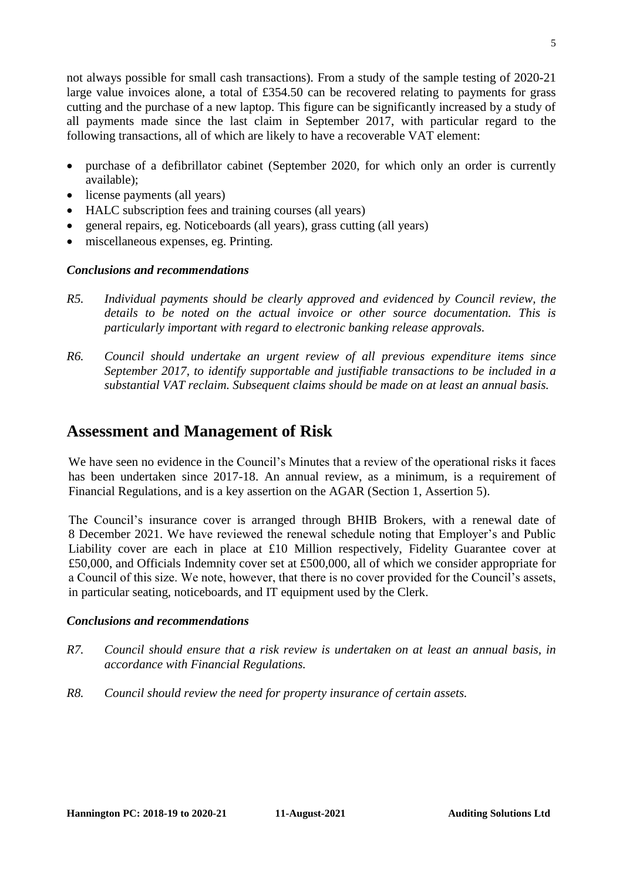not always possible for small cash transactions). From a study of the sample testing of 2020-21 large value invoices alone, a total of £354.50 can be recovered relating to payments for grass cutting and the purchase of a new laptop. This figure can be significantly increased by a study of all payments made since the last claim in September 2017, with particular regard to the following transactions, all of which are likely to have a recoverable VAT element:

- purchase of a defibrillator cabinet (September 2020, for which only an order is currently available);
- license payments (all years)
- HALC subscription fees and training courses (all years)
- general repairs, eg. Noticeboards (all years), grass cutting (all years)
- miscellaneous expenses, eg. Printing.

### *Conclusions and recommendations*

*R5. Individual payments should be clearly approved and evidenced by Council review, the details to be noted on the actual invoice or other source documentation. This is particularly important with regard to electronic banking release approvals.*

*R6. Council should undertake an urgent review of all previous expenditure items since September 2017, to identify supportable and justifiable transactions to be included in a substantial VAT reclaim. Subsequent claims should be made on at least an annual basis.*

## Assessment and Management of Risk

We have seen no evidence in the Council's Minutes that a review of the operational risks it faces has been undertaken since 2017-18. An annual review, as a minimum, is a requirement of Financial Regulations, and is a key assertion on the AGAR (Section 1, Assertion 5).

The Council's insurance cover is arranged through BHIB Brokers, with a renewal date of 8 December 2021. We have reviewed the renewal schedule noting that Employer's and Public Liability cover are each in place at £10 Million respectively, Fidelity Guarantee cover at £50,000, and Officials Indemnity cover set at £500,000, all of which we consider appropriate for a Council of this size. We note, however, that there is no cover provided for the Council's assets, in particular seating, noticeboards, and IT equipment used by the Clerk.

### *Conclusions and recommendations*

*R7. Council should ensure that a risk review is undertaken on at least an annual basis, in accordance with Financial Regulations.*

*R8. Council should review the need for property insurance of certain assets.*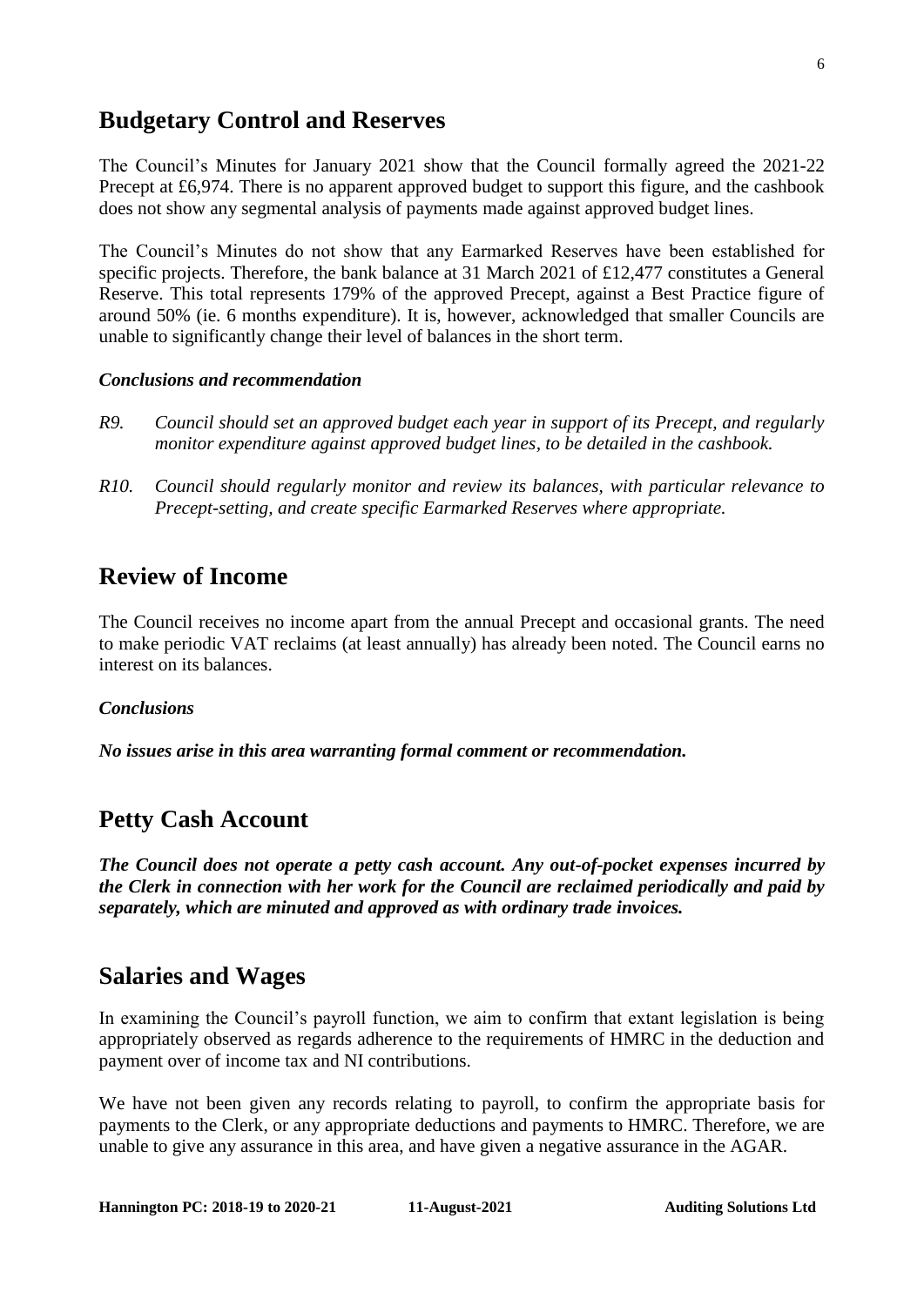## Budgetary Control and Reserves

The Council's Minutes for January 2021 show that the Council formally agreed the 2021-22 Precept at £6,974. There is no apparent approved budget to support this figure, and the cashbook does not show any segmental analysis of payments made against approved budget lines.

The Council's Minutes do not show that any Earmarked Reserves have been established for specific projects. Therefore, the bank balance at 31 March 2021 of £12,477 constitutes a General Reserve. This total represents 179% of the approved Precept, against a Best Practice figure of around 50% (ie. 6 months expenditure). It is, however, acknowledged that smaller Councils are unable to significantly change their level of balances in the short term.

### *Conclusions and recommendation*

*R9. Council should set an approved budget each year in support of its Precept, and regularly monitor expenditure against approved budget lines, to be detailed in the cashbook.*

*R10. Council should regularly monitor and review its balances, with particular relevance to Precept-setting, and create specific Earmarked Reserves where appropriate.*

## Review of Income

The Council receives no income apart from the annual Precept and occasional grants. The need to make periodic VAT reclaims (at least annually) has already been noted. The Council earns no interest on its balances.

### *Conclusions*

***No issues arise in this area warranting formal comment or recommendation.***

## Petty Cash Account

***The Council does not operate a petty cash account. Any out-of-pocket expenses incurred by the Clerk in connection with her work for the Council are reclaimed periodically and paid by separately, which are minuted and approved as with ordinary trade invoices.***

## Salaries and Wages

In examining the Council's payroll function, we aim to confirm that extant legislation is being appropriately observed as regards adherence to the requirements of HMRC in the deduction and payment over of income tax and NI contributions.

We have not been given any records relating to payroll, to confirm the appropriate basis for payments to the Clerk, or any appropriate deductions and payments to HMRC. Therefore, we are unable to give any assurance in this area, and have given a negative assurance in the AGAR.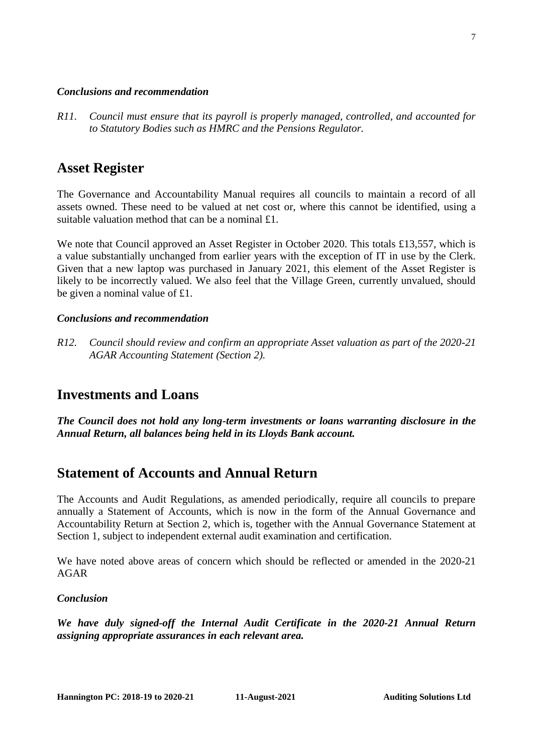### *Conclusions and recommendation*

*R11. Council must ensure that its payroll is properly managed, controlled, and accounted for to Statutory Bodies such as HMRC and the Pensions Regulator.*

## Asset Register

The Governance and Accountability Manual requires all councils to maintain a record of all assets owned. These need to be valued at net cost or, where this cannot be identified, using a suitable valuation method that can be a nominal £1.

We note that Council approved an Asset Register in October 2020. This totals £13,557, which is a value substantially unchanged from earlier years with the exception of IT in use by the Clerk. Given that a new laptop was purchased in January 2021, this element of the Asset Register is likely to be incorrectly valued. We also feel that the Village Green, currently unvalued, should be given a nominal value of £1.

### *Conclusions and recommendation*

*R12. Council should review and confirm an appropriate Asset valuation as part of the 2020-21 AGAR Accounting Statement (Section 2).*

## Investments and Loans

***The Council does not hold any long-term investments or loans warranting disclosure in the Annual Return, all balances being held in its Lloyds Bank account.***

## Statement of Accounts and Annual Return

The Accounts and Audit Regulations, as amended periodically, require all councils to prepare annually a Statement of Accounts, which is now in the form of the Annual Governance and Accountability Return at Section 2, which is, together with the Annual Governance Statement at Section 1, subject to independent external audit examination and certification.

We have noted above areas of concern which should be reflected or amended in the 2020-21 AGAR

### *Conclusion*

***We have duly signed-off the Internal Audit Certificate in the 2020-21 Annual Return assigning appropriate assurances in each relevant area.***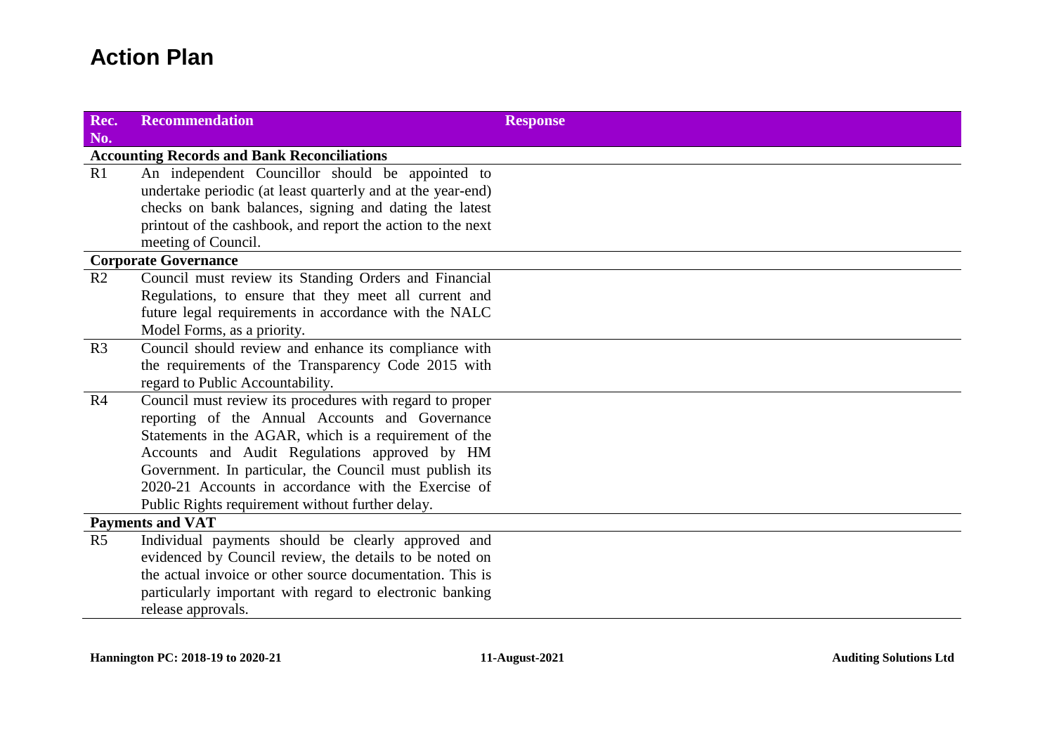# Action Plan

| Rec. No. | Recommendation | Response |
|---|---|---|
| **Accounting Records and Bank Reconciliations** | | |
| R1 | An independent Councillor should be appointed to undertake periodic (at least quarterly and at the year-end) checks on bank balances, signing and dating the latest printout of the cashbook, and report the action to the next meeting of Council. | |
| **Corporate Governance** | | |
| R2 | Council must review its Standing Orders and Financial Regulations, to ensure that they meet all current and future legal requirements in accordance with the NALC Model Forms, as a priority. | |
| R3 | Council should review and enhance its compliance with the requirements of the Transparency Code 2015 with regard to Public Accountability. | |
| R4 | Council must review its procedures with regard to proper reporting of the Annual Accounts and Governance Statements in the AGAR, which is a requirement of the Accounts and Audit Regulations approved by HM Government. In particular, the Council must publish its 2020-21 Accounts in accordance with the Exercise of Public Rights requirement without further delay. | |
| **Payments and VAT** | | |
| R5 | Individual payments should be clearly approved and evidenced by Council review, the details to be noted on the actual invoice or other source documentation. This is particularly important with regard to electronic banking release approvals. | |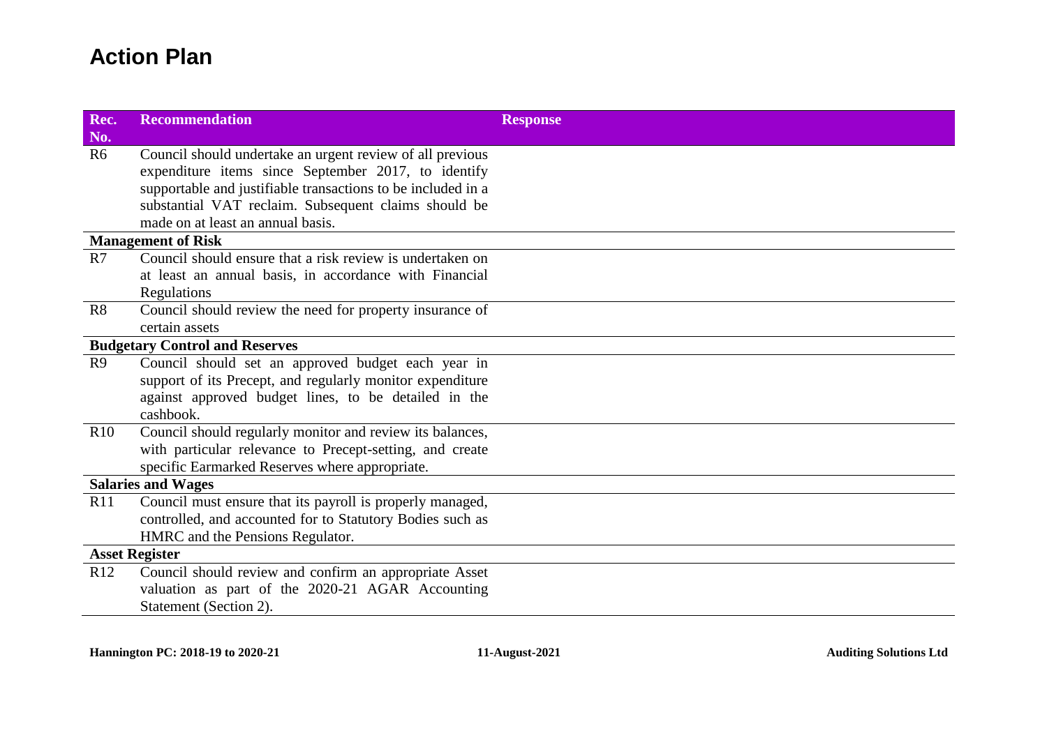# Action Plan

| Rec. No. | Recommendation | Response |
|---|---|---|
| R6 | Council should undertake an urgent review of all previous expenditure items since September 2017, to identify supportable and justifiable transactions to be included in a substantial VAT reclaim. Subsequent claims should be made on at least an annual basis. | |
| **Management of Risk** | | |
| R7 | Council should ensure that a risk review is undertaken on at least an annual basis, in accordance with Financial Regulations | |
| R8 | Council should review the need for property insurance of certain assets | |
| **Budgetary Control and Reserves** | | |
| R9 | Council should set an approved budget each year in support of its Precept, and regularly monitor expenditure against approved budget lines, to be detailed in the cashbook. | |
| R10 | Council should regularly monitor and review its balances, with particular relevance to Precept-setting, and create specific Earmarked Reserves where appropriate. | |
| **Salaries and Wages** | | |
| R11 | Council must ensure that its payroll is properly managed, controlled, and accounted for to Statutory Bodies such as HMRC and the Pensions Regulator. | |
| **Asset Register** | | |
| R12 | Council should review and confirm an appropriate Asset valuation as part of the 2020-21 AGAR Accounting Statement (Section 2). | |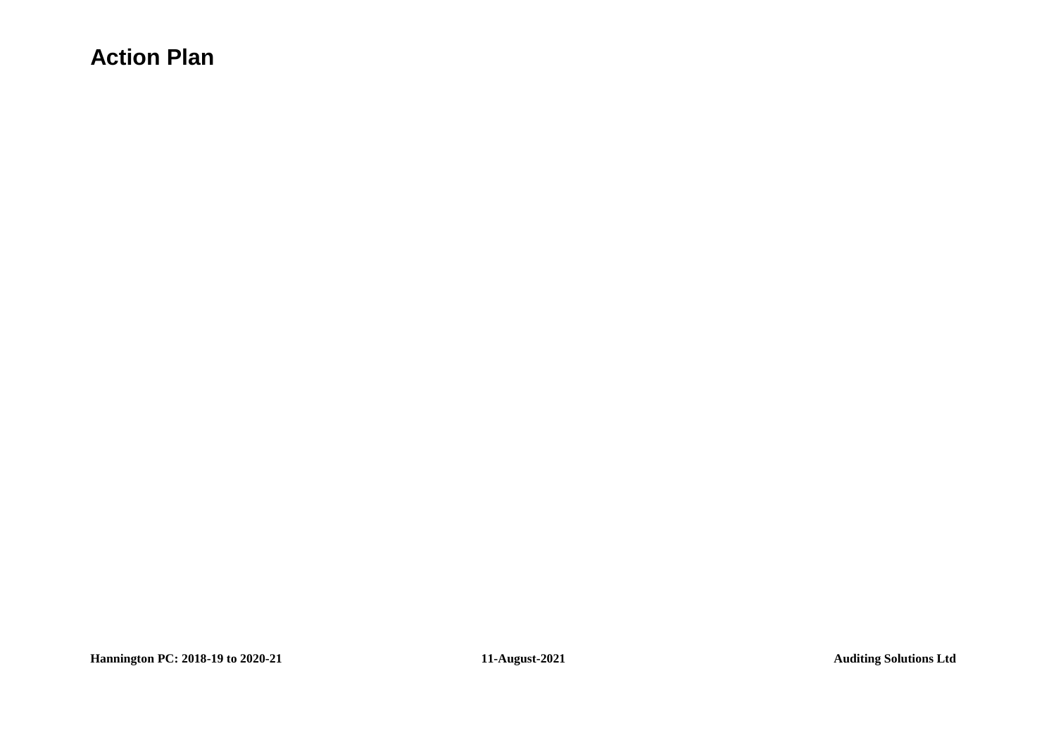# Action Plan